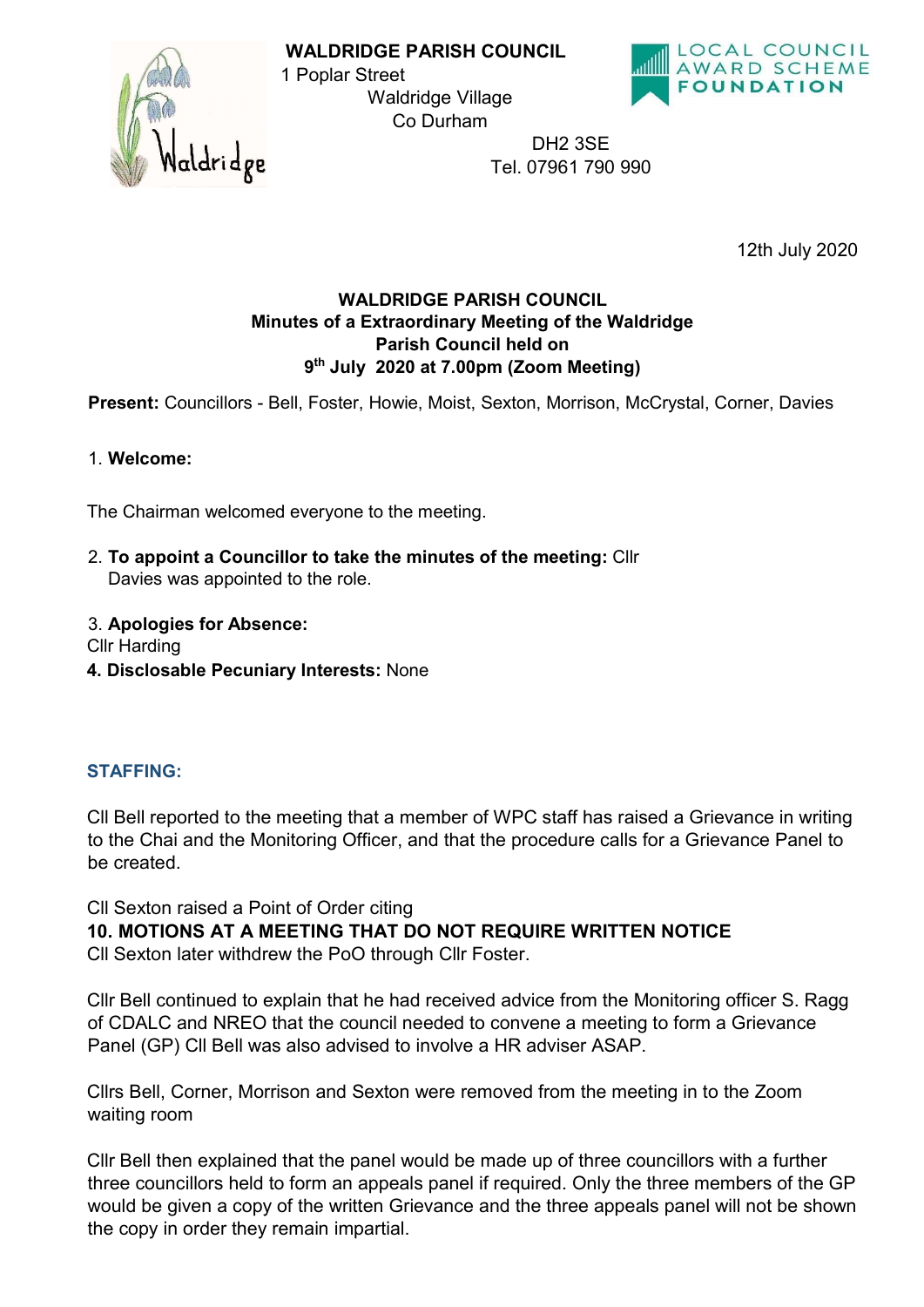**WALDRIDGE PARISH COUNCIL**
1 Poplar Street
Waldridge Village
Co Durham
DH2 3SE
Tel. 07961 790 990

LOCAL COUNCIL AWARD SCHEME FOUNDATION

12th July 2020

**WALDRIDGE PARISH COUNCIL**
**Minutes of a Extraordinary Meeting of the Waldridge Parish Council held on 9th July 2020 at 7.00pm (Zoom Meeting)**

**Present:** Councillors - Bell, Foster, Howie, Moist, Sexton, Morrison, McCrystal, Corner, Davies

1. **Welcome:**

The Chairman welcomed everyone to the meeting.

2. **To appoint a Councillor to take the minutes of the meeting:** Cllr Davies was appointed to the role.

3. **Apologies for Absence:**
Cllr Harding

4. **Disclosable Pecuniary Interests:** None

## STAFFING:

Cll Bell reported to the meeting that a member of WPC staff has raised a Grievance in writing to the Chai and the Monitoring Officer, and that the procedure calls for a Grievance Panel to be created.

Cll Sexton raised a Point of Order citing
**10. MOTIONS AT A MEETING THAT DO NOT REQUIRE WRITTEN NOTICE**
Cll Sexton later withdrew the PoO through Cllr Foster.

Cllr Bell continued to explain that he had received advice from the Monitoring officer S. Ragg of CDALC and NREO that the council needed to convene a meeting to form a Grievance Panel (GP) Cll Bell was also advised to involve a HR adviser ASAP.

Cllrs Bell, Corner, Morrison and Sexton were removed from the meeting in to the Zoom waiting room

Cllr Bell then explained that the panel would be made up of three councillors with a further three councillors held to form an appeals panel if required. Only the three members of the GP would be given a copy of the written Grievance and the three appeals panel will not be shown the copy in order they remain impartial.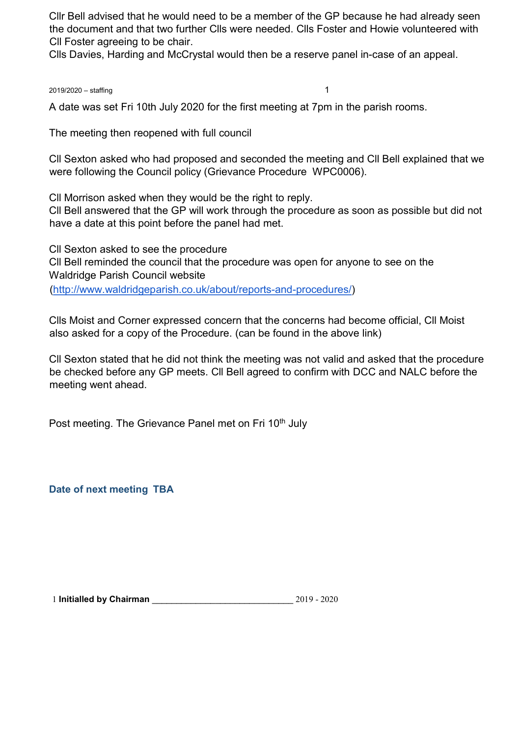Cllr Bell advised that he would need to be a member of the GP because he had already seen the document and that two further Clls were needed. Clls Foster and Howie volunteered with Cll Foster agreeing to be chair.
Clls Davies, Harding and McCrystal would then be a reserve panel in-case of an appeal.

A date was set Fri 10th July 2020 for the first meeting at 7pm in the parish rooms.

The meeting then reopened with full council

Cll Sexton asked who had proposed and seconded the meeting and Cll Bell explained that we were following the Council policy (Grievance Procedure  WPC0006).

Cll Morrison asked when they would be the right to reply.
Cll Bell answered that the GP will work through the procedure as soon as possible but did not have a date at this point before the panel had met.

Cll Sexton asked to see the procedure
Cll Bell reminded the council that the procedure was open for anyone to see on the Waldridge Parish Council website
(http://www.waldridgeparish.co.uk/about/reports-and-procedures/)

Clls Moist and Corner expressed concern that the concerns had become official, Cll Moist also asked for a copy of the Procedure. (can be found in the above link)

Cll Sexton stated that he did not think the meeting was not valid and asked that the procedure be checked before any GP meets. Cll Bell agreed to confirm with DCC and NALC before the meeting went ahead.

Post meeting. The Grievance Panel met on Fri 10th July

**Date of next meeting  TBA**

1 **Initialled by Chairman** ______________________________ 2019 - 2020